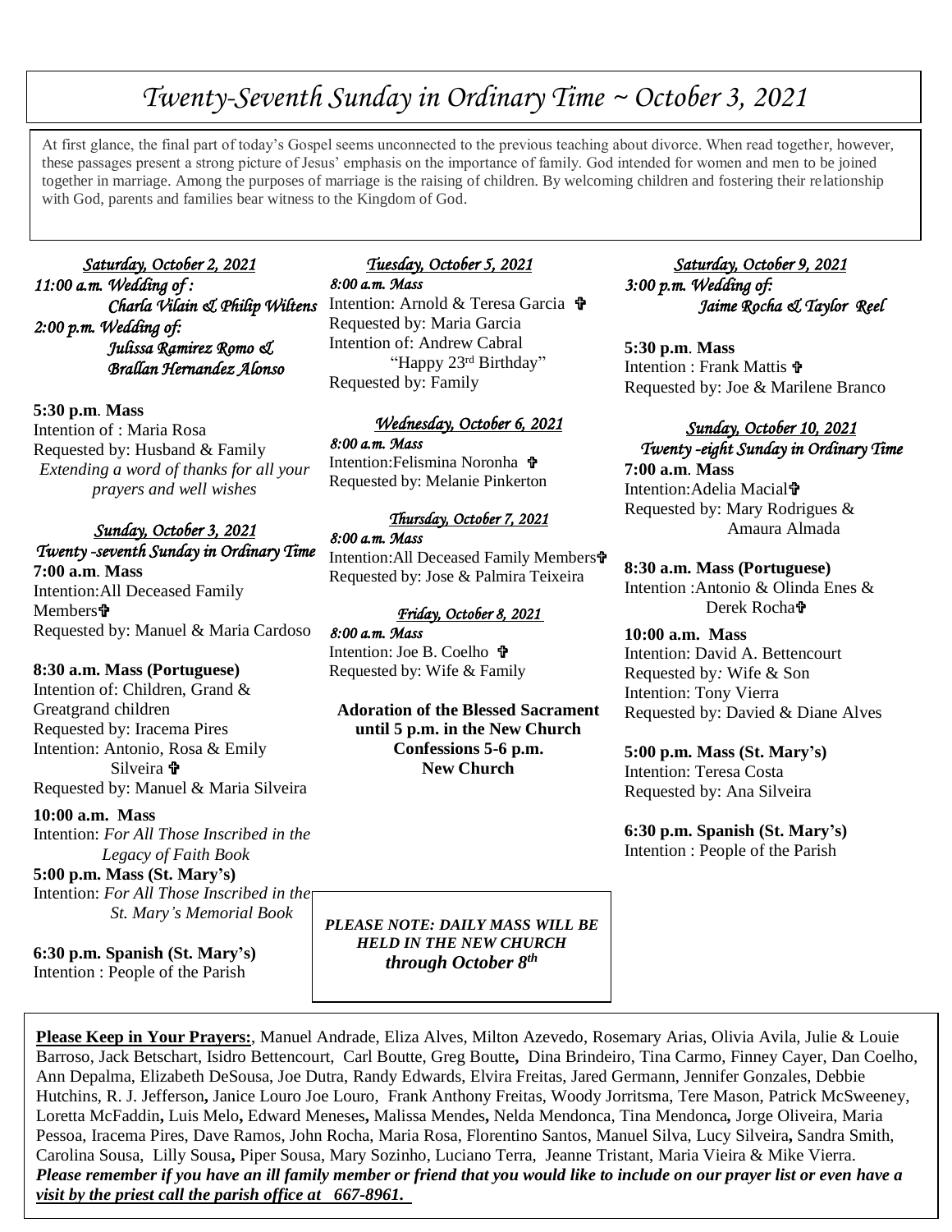# *Twenty-Seventh Sunday in Ordinary Time ~ October 3, 2021*

At first glance, the final part of today's Gospel seems unconnected to the previous teaching about divorce. When read together, however, these passages present a strong picture of Jesus' emphasis on the importance of family. God intended for women and men to be joined together in marriage. Among the purposes of marriage is the raising of children. By welcoming children and fostering their relationship with God, parents and families bear witness to the Kingdom of God.

***Saturday, October 2, 2021***

*11:00 a.m. Wedding of :*
*Charla Vilain & Philip Wiltens*
*2:00 p.m. Wedding of:*
*Julissa Ramirez Romo & Brallan Hernandez Alonso*

**5:30 p.m. Mass**
Intention of : Maria Rosa
Requested by: Husband & Family
*Extending a word of thanks for all your prayers and well wishes*

***Sunday, October 3, 2021***
***Twenty -seventh Sunday in Ordinary Time***

**7:00 a.m. Mass**
Intention:All Deceased Family Members✞
Requested by: Manuel & Maria Cardoso

**8:30 a.m. Mass (Portuguese)**
Intention of: Children, Grand & Greatgrand children
Requested by: Iracema Pires
Intention: Antonio, Rosa & Emily Silveira ✞
Requested by: Manuel & Maria Silveira

**10:00 a.m. Mass**
Intention: *For All Those Inscribed in the Legacy of Faith Book*

**5:00 p.m. Mass (St. Mary's)**
Intention: *For All Those Inscribed in the St. Mary's Memorial Book*

**6:30 p.m. Spanish (St. Mary's)**
Intention : People of the Parish

***Tuesday, October 5, 2021***

*8:00 a.m. Mass*
Intention: Arnold & Teresa Garcia ✞
Requested by: Maria Garcia
Intention of: Andrew Cabral
"Happy 23rd Birthday"
Requested by: Family

***Wednesday, October 6, 2021***

*8:00 a.m. Mass*
Intention:Felismina Noronha ✞
Requested by: Melanie Pinkerton

***Thursday, October 7, 2021***

*8:00 a.m. Mass*
Intention:All Deceased Family Members✞
Requested by: Jose & Palmira Teixeira

***Friday, October 8, 2021***

*8:00 a.m. Mass*
Intention: Joe B. Coelho ✞
Requested by: Wife & Family

**Adoration of the Blessed Sacrament until 5 p.m. in the New Church**
**Confessions 5-6 p.m.**
**New Church**

***PLEASE NOTE: DAILY MASS WILL BE HELD IN THE NEW CHURCH through October 8th***

***Saturday, October 9, 2021***

*3:00 p.m. Wedding of:*
*Jaime Rocha & Taylor Reel*

**5:30 p.m. Mass**
Intention : Frank Mattis ✞
Requested by: Joe & Marilene Branco

***Sunday, October 10, 2021***
***Twenty -eight Sunday in Ordinary Time***

**7:00 a.m. Mass**
Intention:Adelia Macial✞
Requested by: Mary Rodrigues & Amaura Almada

**8:30 a.m. Mass (Portuguese)**
Intention :Antonio & Olinda Enes & Derek Rocha✞

**10:00 a.m. Mass**
Intention: David A. Bettencourt
Requested by: Wife & Son
Intention: Tony Vierra
Requested by: Davied & Diane Alves

**5:00 p.m. Mass (St. Mary's)**
Intention: Teresa Costa
Requested by: Ana Silveira

**6:30 p.m. Spanish (St. Mary's)**
Intention : People of the Parish

**Please Keep in Your Prayers:**, Manuel Andrade, Eliza Alves, Milton Azevedo, Rosemary Arias, Olivia Avila, Julie & Louie Barroso, Jack Betschart, Isidro Bettencourt, Carl Boutte, Greg Boutte, Dina Brindeiro, Tina Carmo, Finney Cayer, Dan Coelho, Ann Depalma, Elizabeth DeSousa, Joe Dutra, Randy Edwards, Elvira Freitas, Jared Germann, Jennifer Gonzales, Debbie Hutchins, R. J. Jefferson, Janice Louro Joe Louro, Frank Anthony Freitas, Woody Jorritsma, Tere Mason, Patrick McSweeney, Loretta McFaddin, Luis Melo, Edward Meneses, Malissa Mendes, Nelda Mendonca, Tina Mendonca, Jorge Oliveira, Maria Pessoa, Iracema Pires, Dave Ramos, John Rocha, Maria Rosa, Florentino Santos, Manuel Silva, Lucy Silveira, Sandra Smith, Carolina Sousa, Lilly Sousa, Piper Sousa, Mary Sozinho, Luciano Terra, Jeanne Tristant, Maria Vieira & Mike Vierra.
***Please remember if you have an ill family member or friend that you would like to include on our prayer list or even have a visit by the priest call the parish office at 667-8961.***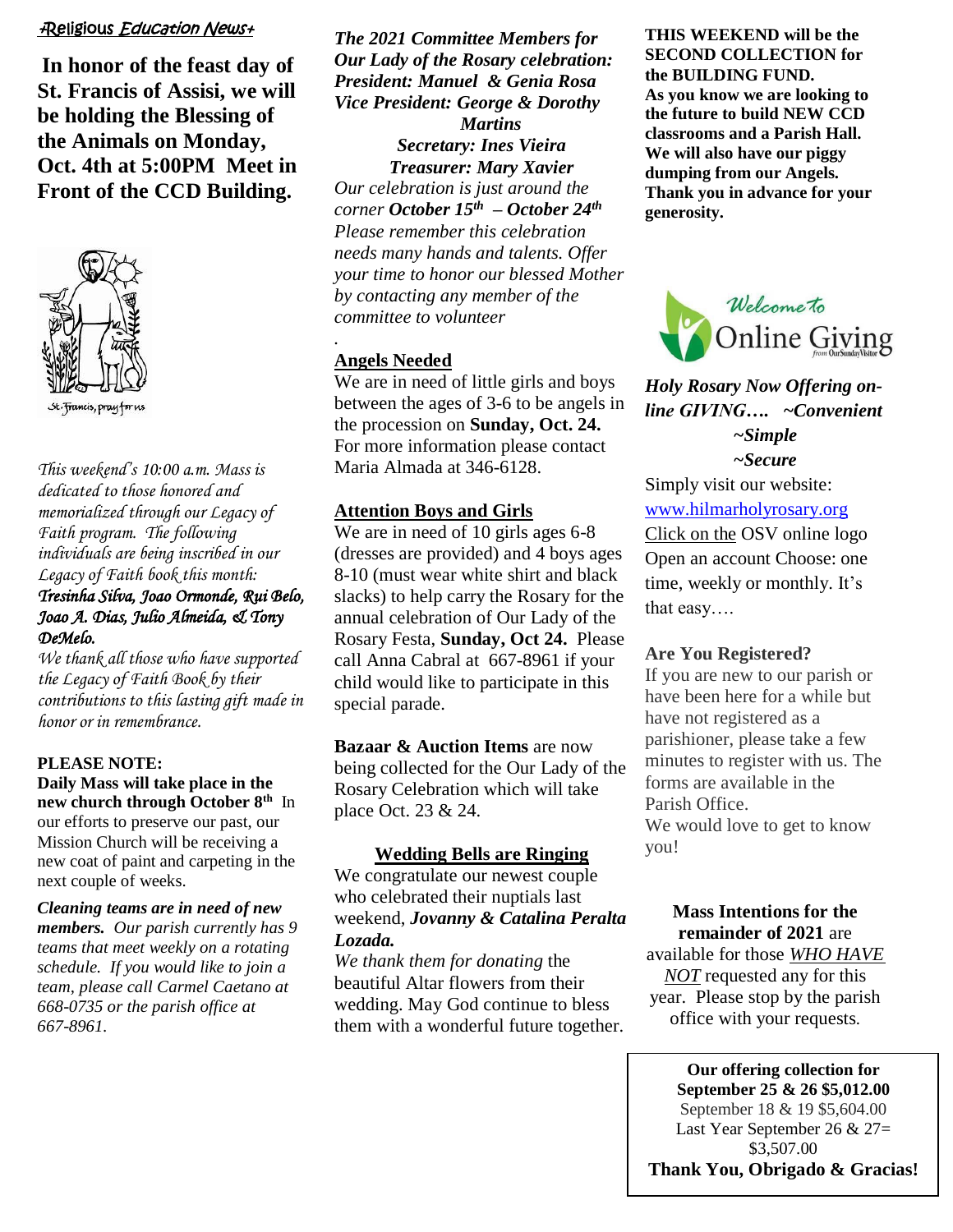*+Religious Education News+*

**In honor of the feast day of St. Francis of Assisi, we will be holding the Blessing of the Animals on Monday, Oct. 4th at 5:00PM Meet in Front of the CCD Building.**

St. Francis, pray for us

*This weekend's 10:00 a.m. Mass is dedicated to those honored and memorialized through our Legacy of Faith program. The following individuals are being inscribed in our Legacy of Faith book this month:*

***Tresinha Silva, Joao Ormonde, Rui Belo, Joao A. Dias, Julio Almeida, & Tony DeMelo.***

*We thank all those who have supported the Legacy of Faith Book by their contributions to this lasting gift made in honor or in remembrance.*

**PLEASE NOTE:**

**Daily Mass will take place in the new church through October 8th** In our efforts to preserve our past, our Mission Church will be receiving a new coat of paint and carpeting in the next couple of weeks.

***Cleaning teams are in need of new members.*** *Our parish currently has 9 teams that meet weekly on a rotating schedule. If you would like to join a team, please call Carmel Caetano at 668-0735 or the parish office at 667-8961.*

***The 2021 Committee Members for Our Lady of the Rosary celebration:***
***President: Manuel & Genia Rosa***
***Vice President: George & Dorothy Martins***
***Secretary: Ines Vieira***
***Treasurer: Mary Xavier***

*Our celebration is just around the corner **October 15th – October 24th** Please remember this celebration needs many hands and talents. Offer your time to honor our blessed Mother by contacting any member of the committee to volunteer*

**Angels Needed**

We are in need of little girls and boys between the ages of 3-6 to be angels in the procession on **Sunday, Oct. 24.** For more information please contact Maria Almada at 346-6128.

**Attention Boys and Girls**

We are in need of 10 girls ages 6-8 (dresses are provided) and 4 boys ages 8-10 (must wear white shirt and black slacks) to help carry the Rosary for the annual celebration of Our Lady of the Rosary Festa, **Sunday, Oct 24.** Please call Anna Cabral at 667-8961 if your child would like to participate in this special parade.

**Bazaar & Auction Items** are now being collected for the Our Lady of the Rosary Celebration which will take place Oct. 23 & 24.

**Wedding Bells are Ringing**

We congratulate our newest couple who celebrated their nuptials last weekend, ***Jovanny & Catalina Peralta Lozada.***

*We thank them for donating* the beautiful Altar flowers from their wedding. May God continue to bless them with a wonderful future together.

**THIS WEEKEND will be the SECOND COLLECTION for the BUILDING FUND. As you know we are looking to the future to build NEW CCD classrooms and a Parish Hall. We will also have our piggy dumping from our Angels. Thank you in advance for your generosity.**

Welcome to Online Giving

***Holy Rosary Now Offering on-line GIVING…. ~Convenient ~Simple ~Secure***

Simply visit our website: www.hilmarholyrosary.org

Click on the OSV online logo Open an account Choose: one time, weekly or monthly. It's that easy….

**Are You Registered?**

If you are new to our parish or have been here for a while but have not registered as a parishioner, please take a few minutes to register with us. The forms are available in the Parish Office.

We would love to get to know you!

**Mass Intentions for the remainder of 2021** are available for those *WHO HAVE NOT* requested any for this year. Please stop by the parish office with your requests.

**Our offering collection for September 25 & 26 $5,012.00**
September 18 & 19 $5,604.00
Last Year September 26 & 27= $3,507.00
**Thank You, Obrigado & Gracias!**